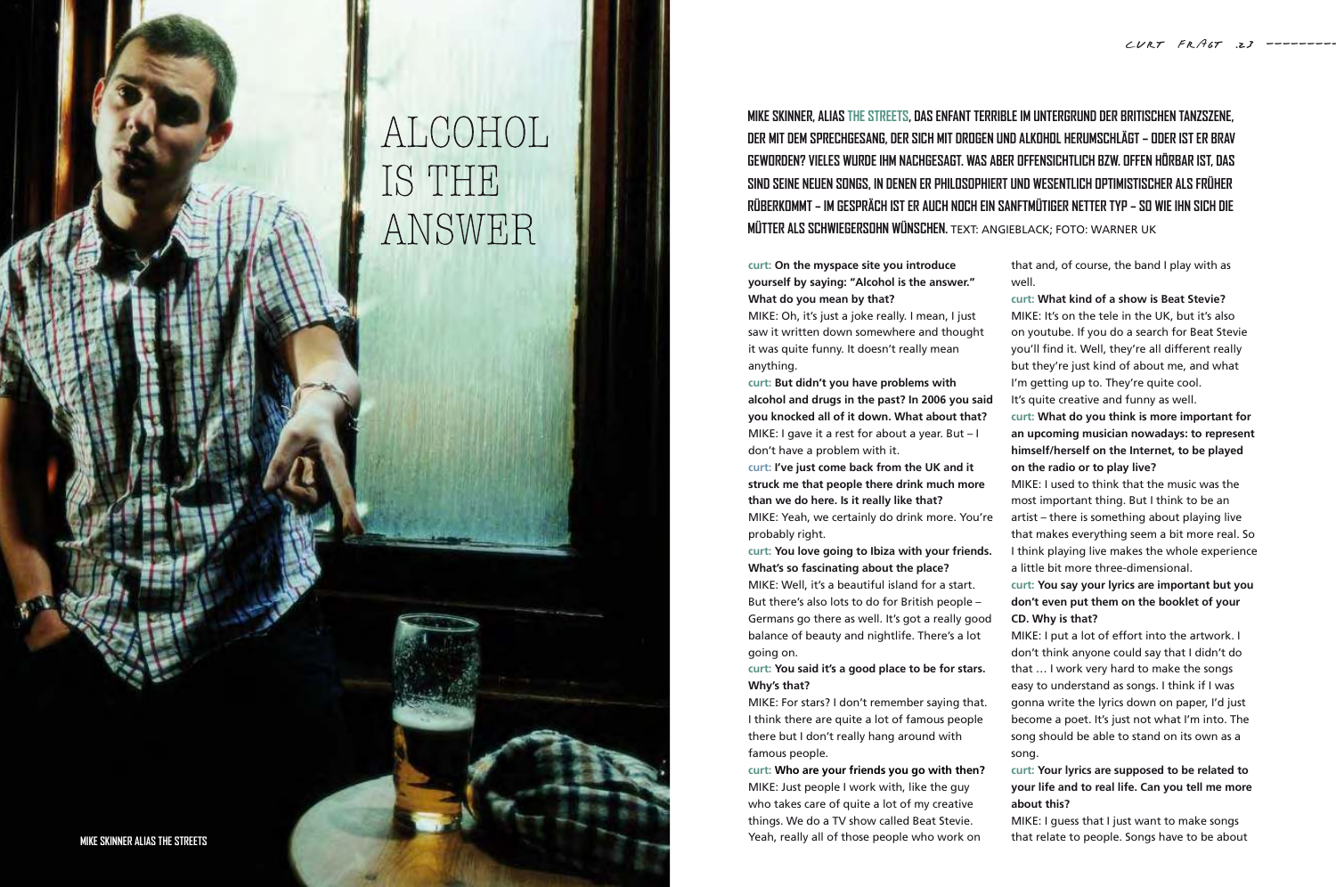# ALCOHOL IS THE ANSWER

**MIKE SKINNER, ALIAS THE STREETS, DAS ENFANT TERRIBLE IM UNTERGRUND DER BRITISCHEN TANZSZENE, DER MIT DEM SPRECHGESANG, DER SICH MIT DROGEN UND ALKOHOL HERUMSCHLÄGT – ODER IST ER BRAV GEWORDEN? VIELES WURDE IHM NACHGESAGT. WAS ABER OFFENSICHTLICH BZW. OFFEN HÖRBAR IST, DAS SIND SEINE NEUEN SONGS, IN DENEN ER PHILOSOPHIERT UND WESENTLICH OPTIMISTISCHER ALS FRÜHER RÜBERKOMMT – IM GESPRÄCH IST ER AUCH NOCH EIN SANFTMÜTIGER NETTER TYP – SO WIE IHN SICH DIE MÜTTER ALS SCHWIEGERSOHN WÜNSCHEN.** TEXT: ANGIEBLACK; FOTO: WARNER UK

MIKE SKINNER ALIAS THE STREETS

curt: **On the myspace site you introduce yourself by saying: "Alcohol is the answer." What do you mean by that?**

MIKE: Oh, it's just a joke really. I mean, I just saw it written down somewhere and thought it was quite funny. It doesn't really mean anything.

curt: **But didn't you have problems with alcohol and drugs in the past? In 2006 you said you knocked all of it down. What about that?**

MIKE: I gave it a rest for about a year. But – I don't have a problem with it.

curt: **I've just come back from the UK and it struck me that people there drink much more than we do here. Is it really like that?**

MIKE: Yeah, we certainly do drink more. You're probably right.

curt: **You love going to Ibiza with your friends. What's so fascinating about the place?**

MIKE: Well, it's a beautiful island for a start. But there's also lots to do for British people – Germans go there as well. It's got a really good balance of beauty and nightlife. There's a lot going on.

curt: **You said it's a good place to be for stars. Why's that?**

MIKE: For stars? I don't remember saying that. I think there are quite a lot of famous people there but I don't really hang around with famous people.

curt: **Who are your friends you go with then?**

MIKE: Just people I work with, like the guy who takes care of quite a lot of my creative things. We do a TV show called Beat Stevie. Yeah, really all of those people who work on that and, of course, the band I play with as well.

curt: **What kind of a show is Beat Stevie?**

MIKE: It's on the tele in the UK, but it's also on youtube. If you do a search for Beat Stevie you'll find it. Well, they're all different really but they're just kind of about me, and what I'm getting up to. They're quite cool. It's quite creative and funny as well.

curt: **What do you think is more important for an upcoming musician nowadays: to represent himself/herself on the Internet, to be played on the radio or to play live?**

MIKE: I used to think that the music was the most important thing. But I think to be an artist – there is something about playing live that makes everything seem a bit more real. So I think playing live makes the whole experience a little bit more three-dimensional.

curt: **You say your lyrics are important but you don't even put them on the booklet of your CD. Why is that?**

MIKE: I put a lot of effort into the artwork. I don't think anyone could say that I didn't do that … I work very hard to make the songs easy to understand as songs. I think if I was gonna write the lyrics down on paper, I'd just become a poet. It's just not what I'm into. The song should be able to stand on its own as a song.

curt: **Your lyrics are supposed to be related to your life and to real life. Can you tell me more about this?**

MIKE: I guess that I just want to make songs that relate to people. Songs have to be about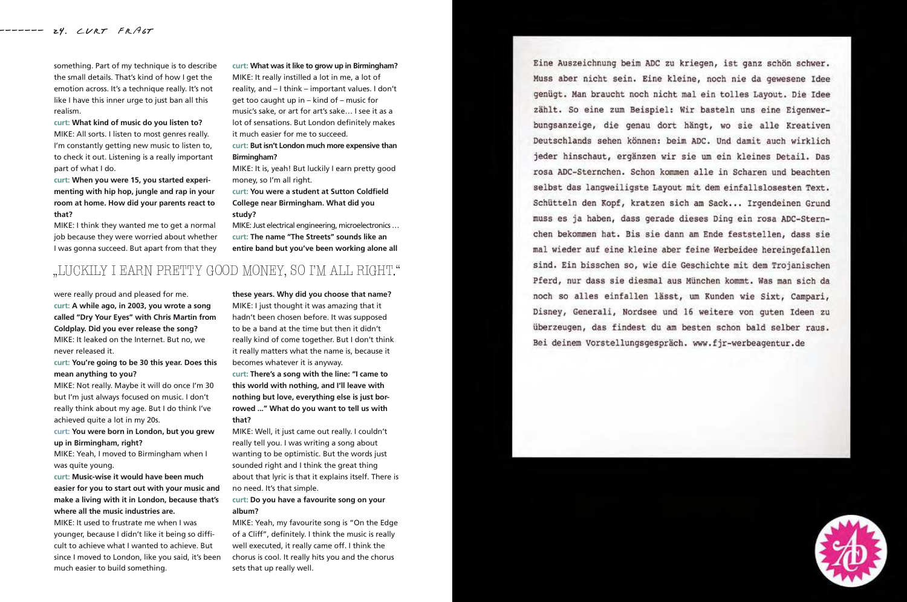something. Part of my technique is to describe the small details. That's kind of how I get the emotion across. It's a technique really. It's not like I have this inner urge to just ban all this realism.

**curt: What kind of music do you listen to?**

MIKE: All sorts. I listen to most genres really. I'm constantly getting new music to listen to, to check it out. Listening is a really important part of what I do.

**curt: When you were 15, you started experimenting with hip hop, jungle and rap in your room at home. How did your parents react to that?**

MIKE: I think they wanted me to get a normal job because they were worried about whether I was gonna succeed. But apart from that they were really proud and pleased for me.

**curt: A while ago, in 2003, you wrote a song called "Dry Your Eyes" with Chris Martin from Coldplay. Did you ever release the song?**

MIKE: It leaked on the Internet. But no, we never released it.

**curt: You're going to be 30 this year. Does this mean anything to you?**

MIKE: Not really. Maybe it will do once I'm 30 but I'm just always focused on music. I don't really think about my age. But I do think I've achieved quite a lot in my 20s.

**curt: You were born in London, but you grew up in Birmingham, right?**

MIKE: Yeah, I moved to Birmingham when I was quite young.

**curt: Music-wise it would have been much easier for you to start out with your music and make a living with it in London, because that's where all the music industries are.**

MIKE: It used to frustrate me when I was younger, because I didn't like it being so difficult to achieve what I wanted to achieve. But since I moved to London, like you said, it's been much easier to build something.

**curt: What was it like to grow up in Birmingham?**

MIKE: It really instilled a lot in me, a lot of reality, and – I think – important values. I don't get too caught up in – kind of – music for music's sake, or art for art's sake… I see it as a lot of sensations. But London definitely makes it much easier for me to succeed.

**curt: But isn't London much more expensive than Birmingham?**

MIKE: It is, yeah! But luckily I earn pretty good money, so I'm all right.

**curt: You were a student at Sutton Coldfield College near Birmingham. What did you study?**

MIKE: Just electrical engineering, microelectronics …

**curt: The name "The Streets" sounds like an entire band but you've been working alone all these years. Why did you choose that name?**

MIKE: I just thought it was amazing that it hadn't been chosen before. It was supposed to be a band at the time but then it didn't really kind of come together. But I don't think it really matters what the name is, because it becomes whatever it is anyway.

**curt: There's a song with the line: "I came to this world with nothing, and I'll leave with nothing but love, everything else is just borrowed ..." What do you want to tell us with that?**

MIKE: Well, it just came out really. I couldn't really tell you. I was writing a song about wanting to be optimistic. But the words just sounded right and I think the great thing about that lyric is that it explains itself. There is no need. It's that simple.

**curt: Do you have a favourite song on your album?**

MIKE: Yeah, my favourite song is "On the Edge of a Cliff", definitely. I think the music is really well executed, it really came off. I think the chorus is cool. It really hits you and the chorus sets that up really well.

## „LUCKILY I EARN PRETTY GOOD MONEY, SO I'M ALL RIGHT."

Eine Auszeichnung beim ADC zu kriegen, ist ganz schön schwer. Muss aber nicht sein. Eine kleine, noch nie da gewesene Idee genügt. Man braucht noch nicht mal ein tolles Layout. Die Idee zählt. So eine zum Beispiel: Wir basteln uns eine Eigenwerbungsanzeige, die genau dort hängt, wo sie alle Kreativen Deutschlands sehen können: beim ADC. Und damit auch wirklich jeder hinschaut, ergänzen wir sie um ein kleines Detail. Das rosa ADC-Sternchen. Schon kommen alle in Scharen und beachten selbst das langweiligste Layout mit dem einfallslosesten Text. Schütteln den Kopf, kratzen sich am Sack... Irgendeinen Grund muss es ja haben, dass gerade dieses Ding ein rosa ADC-Sternchen bekommen hat. Bis sie dann am Ende feststellen, dass sie mal wieder auf eine kleine aber feine Werbeidee hereingefallen sind. Ein bisschen so, wie die Geschichte mit dem Trojanischen Pferd, nur dass sie diesmal aus München kommt. Was man sich da noch so alles einfallen lässt, um Kunden wie Sixt, Campari, Disney, Generali, Nordsee und 16 weitere von guten Ideen zu überzeugen, das findest du am besten schon bald selber raus. Bei deinem Vorstellungsgespräch. www.fjr-werbeagentur.de